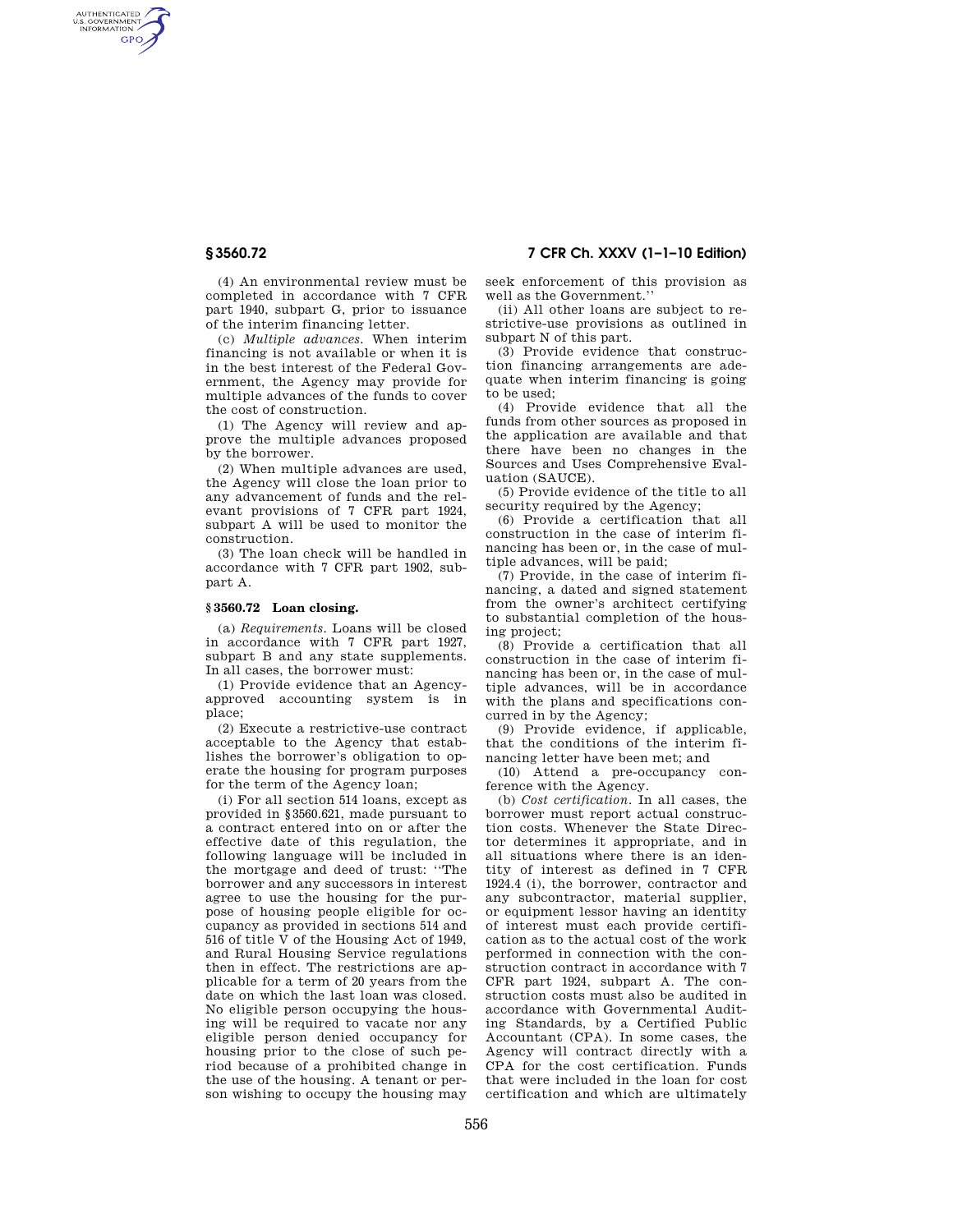(4) An environmental review must be completed in accordance with 7 CFR part 1940, subpart G, prior to issuance of the interim financing letter.

(c) *Multiple advances.* When interim financing is not available or when it is in the best interest of the Federal Government, the Agency may provide for multiple advances of the funds to cover the cost of construction.

(1) The Agency will review and approve the multiple advances proposed by the borrower.

(2) When multiple advances are used, the Agency will close the loan prior to any advancement of funds and the relevant provisions of 7 CFR part 1924, subpart A will be used to monitor the construction.

(3) The loan check will be handled in accordance with 7 CFR part 1902, subpart A.

### § 3560.72 Loan closing.

(a) *Requirements.* Loans will be closed in accordance with 7 CFR part 1927, subpart B and any state supplements. In all cases, the borrower must:

(1) Provide evidence that an Agency-approved accounting system is in place;

(2) Execute a restrictive-use contract acceptable to the Agency that establishes the borrower's obligation to operate the housing for program purposes for the term of the Agency loan;

(i) For all section 514 loans, except as provided in § 3560.621, made pursuant to a contract entered into on or after the effective date of this regulation, the following language will be included in the mortgage and deed of trust: "The borrower and any successors in interest agree to use the housing for the purpose of housing people eligible for occupancy as provided in sections 514 and 516 of title V of the Housing Act of 1949, and Rural Housing Service regulations then in effect. The restrictions are applicable for a term of 20 years from the date on which the last loan was closed. No eligible person occupying the housing will be required to vacate nor any eligible person denied occupancy for housing prior to the close of such period because of a prohibited change in the use of the housing. A tenant or person wishing to occupy the housing may seek enforcement of this provision as well as the Government."

(ii) All other loans are subject to restrictive-use provisions as outlined in subpart N of this part.

(3) Provide evidence that construction financing arrangements are adequate when interim financing is going to be used;

(4) Provide evidence that all the funds from other sources as proposed in the application are available and that there have been no changes in the Sources and Uses Comprehensive Evaluation (SAUCE).

(5) Provide evidence of the title to all security required by the Agency;

(6) Provide a certification that all construction in the case of interim financing has been or, in the case of multiple advances, will be paid;

(7) Provide, in the case of interim financing, a dated and signed statement from the owner's architect certifying to substantial completion of the housing project;

(8) Provide a certification that all construction in the case of interim financing has been or, in the case of multiple advances, will be in accordance with the plans and specifications concurred in by the Agency;

(9) Provide evidence, if applicable, that the conditions of the interim financing letter have been met; and

(10) Attend a pre-occupancy conference with the Agency.

(b) *Cost certification.* In all cases, the borrower must report actual construction costs. Whenever the State Director determines it appropriate, and in all situations where there is an identity of interest as defined in 7 CFR 1924.4 (i), the borrower, contractor and any subcontractor, material supplier, or equipment lessor having an identity of interest must each provide certification as to the actual cost of the work performed in connection with the construction contract in accordance with 7 CFR part 1924, subpart A. The construction costs must also be audited in accordance with Governmental Auditing Standards, by a Certified Public Accountant (CPA). In some cases, the Agency will contract directly with a CPA for the cost certification. Funds that were included in the loan for cost certification and which are ultimately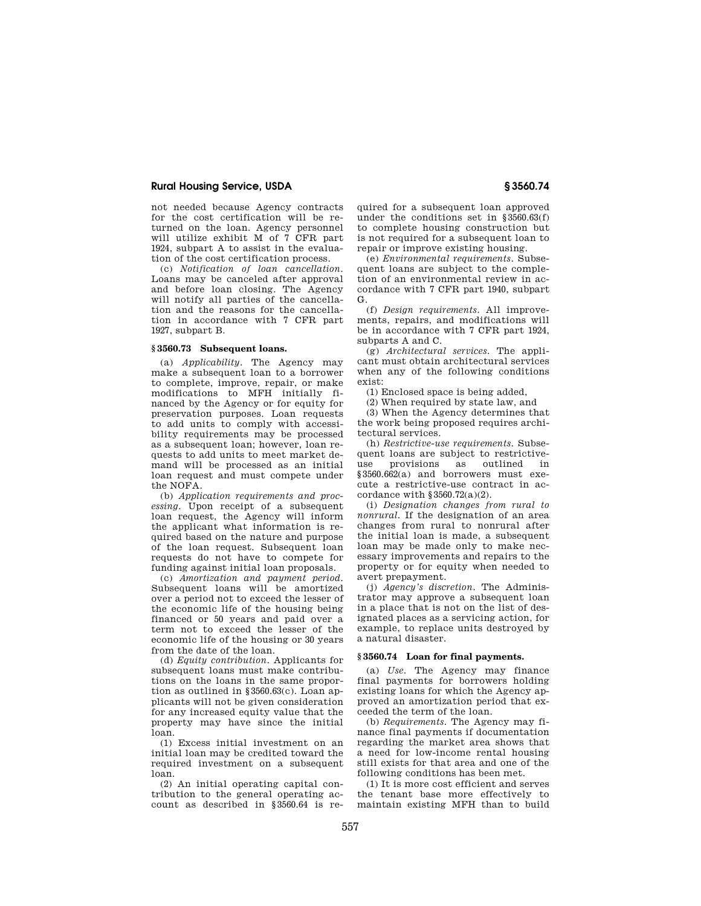not needed because Agency contracts for the cost certification will be returned on the loan. Agency personnel will utilize exhibit M of 7 CFR part 1924, subpart A to assist in the evaluation of the cost certification process.

(c) *Notification of loan cancellation.* Loans may be canceled after approval and before loan closing. The Agency will notify all parties of the cancellation and the reasons for the cancellation in accordance with 7 CFR part 1927, subpart B.

### § 3560.73 Subsequent loans.

(a) *Applicability.* The Agency may make a subsequent loan to a borrower to complete, improve, repair, or make modifications to MFH initially financed by the Agency or for equity for preservation purposes. Loan requests to add units to comply with accessibility requirements may be processed as a subsequent loan; however, loan requests to add units to meet market demand will be processed as an initial loan request and must compete under the NOFA.

(b) *Application requirements and processing.* Upon receipt of a subsequent loan request, the Agency will inform the applicant what information is required based on the nature and purpose of the loan request. Subsequent loan requests do not have to compete for funding against initial loan proposals.

(c) *Amortization and payment period.* Subsequent loans will be amortized over a period not to exceed the lesser of the economic life of the housing being financed or 50 years and paid over a term not to exceed the lesser of the economic life of the housing or 30 years from the date of the loan.

(d) *Equity contribution.* Applicants for subsequent loans must make contributions on the loans in the same proportion as outlined in §3560.63(c). Loan applicants will not be given consideration for any increased equity value that the property may have since the initial loan.

(1) Excess initial investment on an initial loan may be credited toward the required investment on a subsequent loan.

(2) An initial operating capital contribution to the general operating account as described in §3560.64 is required for a subsequent loan approved under the conditions set in §3560.63(f) to complete housing construction but is not required for a subsequent loan to repair or improve existing housing.

(e) *Environmental requirements.* Subsequent loans are subject to the completion of an environmental review in accordance with 7 CFR part 1940, subpart G.

(f) *Design requirements.* All improvements, repairs, and modifications will be in accordance with 7 CFR part 1924, subparts A and C.

(g) *Architectural services.* The applicant must obtain architectural services when any of the following conditions exist:

(1) Enclosed space is being added,

(2) When required by state law, and

(3) When the Agency determines that the work being proposed requires architectural services.

(h) *Restrictive-use requirements.* Subsequent loans are subject to restrictive-use provisions as outlined in §3560.662(a) and borrowers must execute a restrictive-use contract in accordance with §3560.72(a)(2).

(i) *Designation changes from rural to nonrural.* If the designation of an area changes from rural to nonrural after the initial loan is made, a subsequent loan may be made only to make necessary improvements and repairs to the property or for equity when needed to avert prepayment.

(j) *Agency's discretion.* The Administrator may approve a subsequent loan in a place that is not on the list of designated places as a servicing action, for example, to replace units destroyed by a natural disaster.

### § 3560.74 Loan for final payments.

(a) *Use.* The Agency may finance final payments for borrowers holding existing loans for which the Agency approved an amortization period that exceeded the term of the loan.

(b) *Requirements.* The Agency may finance final payments if documentation regarding the market area shows that a need for low-income rental housing still exists for that area and one of the following conditions has been met.

(1) It is more cost efficient and serves the tenant base more effectively to maintain existing MFH than to build